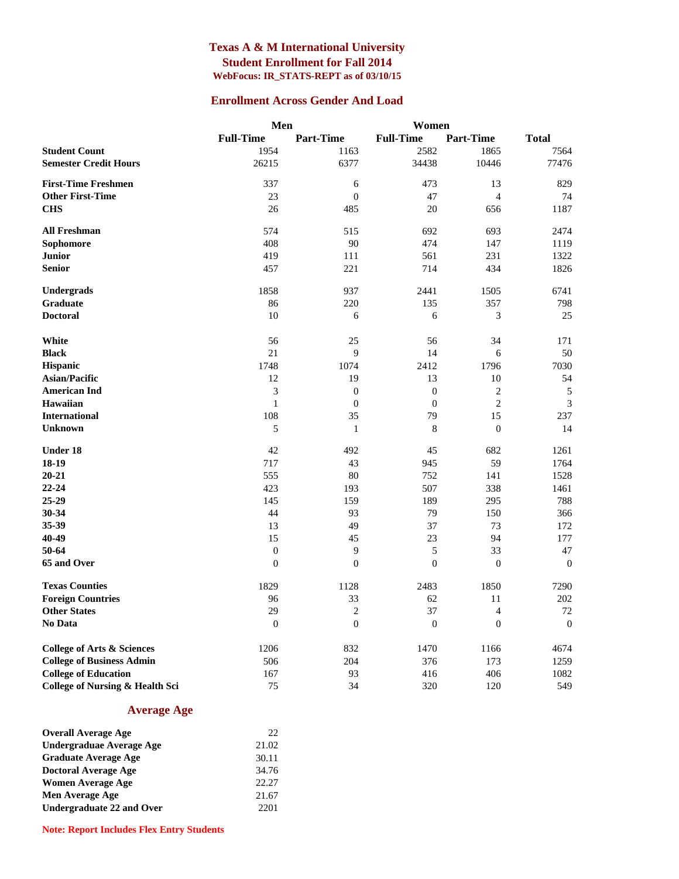# Texas A & M International University

## Student Enrollment for Fall 2014

### WebFocus: IR_STATS-REPT as of 03/10/15

## Enrollment Across Gender And Load

| | Men | | Women | | |
|---|---|---|---|---|---|
| | **Full-Time** | **Part-Time** | **Full-Time** | **Part-Time** | **Total** |
| **Student Count** | 1954 | 1163 | 2582 | 1865 | 7564 |
| **Semester Credit Hours** | 26215 | 6377 | 34438 | 10446 | 77476 |
| **First-Time Freshmen** | 337 | 6 | 473 | 13 | 829 |
| **Other First-Time** | 23 | 0 | 47 | 4 | 74 |
| **CHS** | 26 | 485 | 20 | 656 | 1187 |
| **All Freshman** | 574 | 515 | 692 | 693 | 2474 |
| **Sophomore** | 408 | 90 | 474 | 147 | 1119 |
| **Junior** | 419 | 111 | 561 | 231 | 1322 |
| **Senior** | 457 | 221 | 714 | 434 | 1826 |
| **Undergrads** | 1858 | 937 | 2441 | 1505 | 6741 |
| **Graduate** | 86 | 220 | 135 | 357 | 798 |
| **Doctoral** | 10 | 6 | 6 | 3 | 25 |
| **White** | 56 | 25 | 56 | 34 | 171 |
| **Black** | 21 | 9 | 14 | 6 | 50 |
| **Hispanic** | 1748 | 1074 | 2412 | 1796 | 7030 |
| **Asian/Pacific** | 12 | 19 | 13 | 10 | 54 |
| **American Ind** | 3 | 0 | 0 | 2 | 5 |
| **Hawaiian** | 1 | 0 | 0 | 2 | 3 |
| **International** | 108 | 35 | 79 | 15 | 237 |
| **Unknown** | 5 | 1 | 8 | 0 | 14 |
| **Under 18** | 42 | 492 | 45 | 682 | 1261 |
| **18-19** | 717 | 43 | 945 | 59 | 1764 |
| **20-21** | 555 | 80 | 752 | 141 | 1528 |
| **22-24** | 423 | 193 | 507 | 338 | 1461 |
| **25-29** | 145 | 159 | 189 | 295 | 788 |
| **30-34** | 44 | 93 | 79 | 150 | 366 |
| **35-39** | 13 | 49 | 37 | 73 | 172 |
| **40-49** | 15 | 45 | 23 | 94 | 177 |
| **50-64** | 0 | 9 | 5 | 33 | 47 |
| **65 and Over** | 0 | 0 | 0 | 0 | 0 |
| **Texas Counties** | 1829 | 1128 | 2483 | 1850 | 7290 |
| **Foreign Countries** | 96 | 33 | 62 | 11 | 202 |
| **Other States** | 29 | 2 | 37 | 4 | 72 |
| **No Data** | 0 | 0 | 0 | 0 | 0 |
| **College of Arts & Sciences** | 1206 | 832 | 1470 | 1166 | 4674 |
| **College of Business Admin** | 506 | 204 | 376 | 173 | 1259 |
| **College of Education** | 167 | 93 | 416 | 406 | 1082 |
| **College of Nursing & Health Sci** | 75 | 34 | 320 | 120 | 549 |

## Average Age

| | |
|---|---|
| **Overall Average Age** | 22 |
| **Undergraduae Average Age** | 21.02 |
| **Graduate Average Age** | 30.11 |
| **Doctoral Average Age** | 34.76 |
| **Women Average Age** | 22.27 |
| **Men Average Age** | 21.67 |
| **Undergraduate 22 and Over** | 2201 |

**Note: Report Includes Flex Entry Students**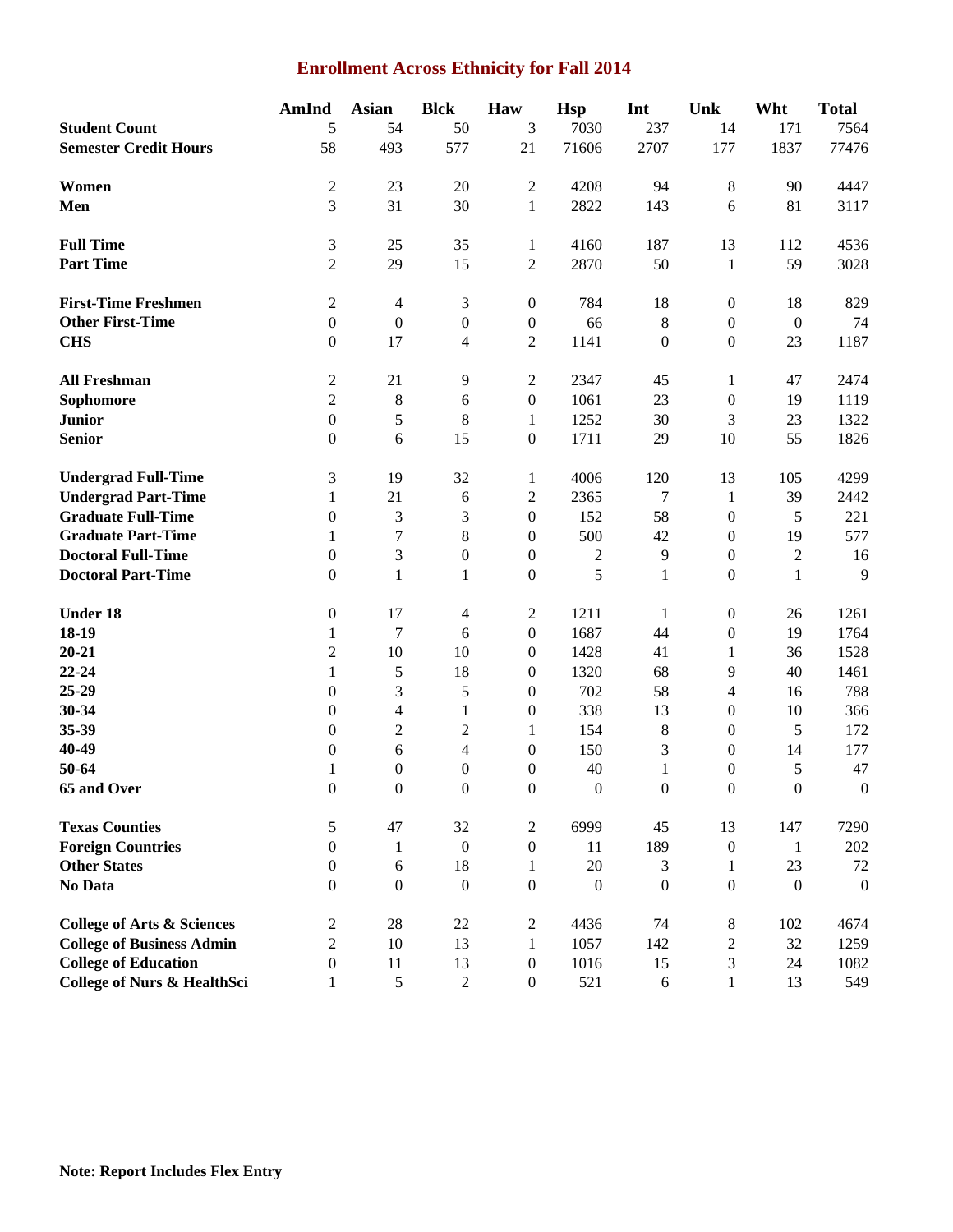# Enrollment Across Ethnicity for Fall 2014

| | AmInd | Asian | Blck | Haw | Hsp | Int | Unk | Wht | Total |
|---|---|---|---|---|---|---|---|---|---|
| **Student Count** | 5 | 54 | 50 | 3 | 7030 | 237 | 14 | 171 | 7564 |
| **Semester Credit Hours** | 58 | 493 | 577 | 21 | 71606 | 2707 | 177 | 1837 | 77476 |
| **Women** | 2 | 23 | 20 | 2 | 4208 | 94 | 8 | 90 | 4447 |
| **Men** | 3 | 31 | 30 | 1 | 2822 | 143 | 6 | 81 | 3117 |
| **Full Time** | 3 | 25 | 35 | 1 | 4160 | 187 | 13 | 112 | 4536 |
| **Part Time** | 2 | 29 | 15 | 2 | 2870 | 50 | 1 | 59 | 3028 |
| **First-Time Freshmen** | 2 | 4 | 3 | 0 | 784 | 18 | 0 | 18 | 829 |
| **Other First-Time** | 0 | 0 | 0 | 0 | 66 | 8 | 0 | 0 | 74 |
| **CHS** | 0 | 17 | 4 | 2 | 1141 | 0 | 0 | 23 | 1187 |
| **All Freshman** | 2 | 21 | 9 | 2 | 2347 | 45 | 1 | 47 | 2474 |
| **Sophomore** | 2 | 8 | 6 | 0 | 1061 | 23 | 0 | 19 | 1119 |
| **Junior** | 0 | 5 | 8 | 1 | 1252 | 30 | 3 | 23 | 1322 |
| **Senior** | 0 | 6 | 15 | 0 | 1711 | 29 | 10 | 55 | 1826 |
| **Undergrad Full-Time** | 3 | 19 | 32 | 1 | 4006 | 120 | 13 | 105 | 4299 |
| **Undergrad Part-Time** | 1 | 21 | 6 | 2 | 2365 | 7 | 1 | 39 | 2442 |
| **Graduate Full-Time** | 0 | 3 | 3 | 0 | 152 | 58 | 0 | 5 | 221 |
| **Graduate Part-Time** | 1 | 7 | 8 | 0 | 500 | 42 | 0 | 19 | 577 |
| **Doctoral Full-Time** | 0 | 3 | 0 | 0 | 2 | 9 | 0 | 2 | 16 |
| **Doctoral Part-Time** | 0 | 1 | 1 | 0 | 5 | 1 | 0 | 1 | 9 |
| **Under 18** | 0 | 17 | 4 | 2 | 1211 | 1 | 0 | 26 | 1261 |
| **18-19** | 1 | 7 | 6 | 0 | 1687 | 44 | 0 | 19 | 1764 |
| **20-21** | 2 | 10 | 10 | 0 | 1428 | 41 | 1 | 36 | 1528 |
| **22-24** | 1 | 5 | 18 | 0 | 1320 | 68 | 9 | 40 | 1461 |
| **25-29** | 0 | 3 | 5 | 0 | 702 | 58 | 4 | 16 | 788 |
| **30-34** | 0 | 4 | 1 | 0 | 338 | 13 | 0 | 10 | 366 |
| **35-39** | 0 | 2 | 2 | 1 | 154 | 8 | 0 | 5 | 172 |
| **40-49** | 0 | 6 | 4 | 0 | 150 | 3 | 0 | 14 | 177 |
| **50-64** | 1 | 0 | 0 | 0 | 40 | 1 | 0 | 5 | 47 |
| **65 and Over** | 0 | 0 | 0 | 0 | 0 | 0 | 0 | 0 | 0 |
| **Texas Counties** | 5 | 47 | 32 | 2 | 6999 | 45 | 13 | 147 | 7290 |
| **Foreign Countries** | 0 | 1 | 0 | 0 | 11 | 189 | 0 | 1 | 202 |
| **Other States** | 0 | 6 | 18 | 1 | 20 | 3 | 1 | 23 | 72 |
| **No Data** | 0 | 0 | 0 | 0 | 0 | 0 | 0 | 0 | 0 |
| **College of Arts & Sciences** | 2 | 28 | 22 | 2 | 4436 | 74 | 8 | 102 | 4674 |
| **College of Business Admin** | 2 | 10 | 13 | 1 | 1057 | 142 | 2 | 32 | 1259 |
| **College of Education** | 0 | 11 | 13 | 0 | 1016 | 15 | 3 | 24 | 1082 |
| **College of Nurs & HealthSci** | 1 | 5 | 2 | 0 | 521 | 6 | 1 | 13 | 549 |

**Note: Report Includes Flex Entry**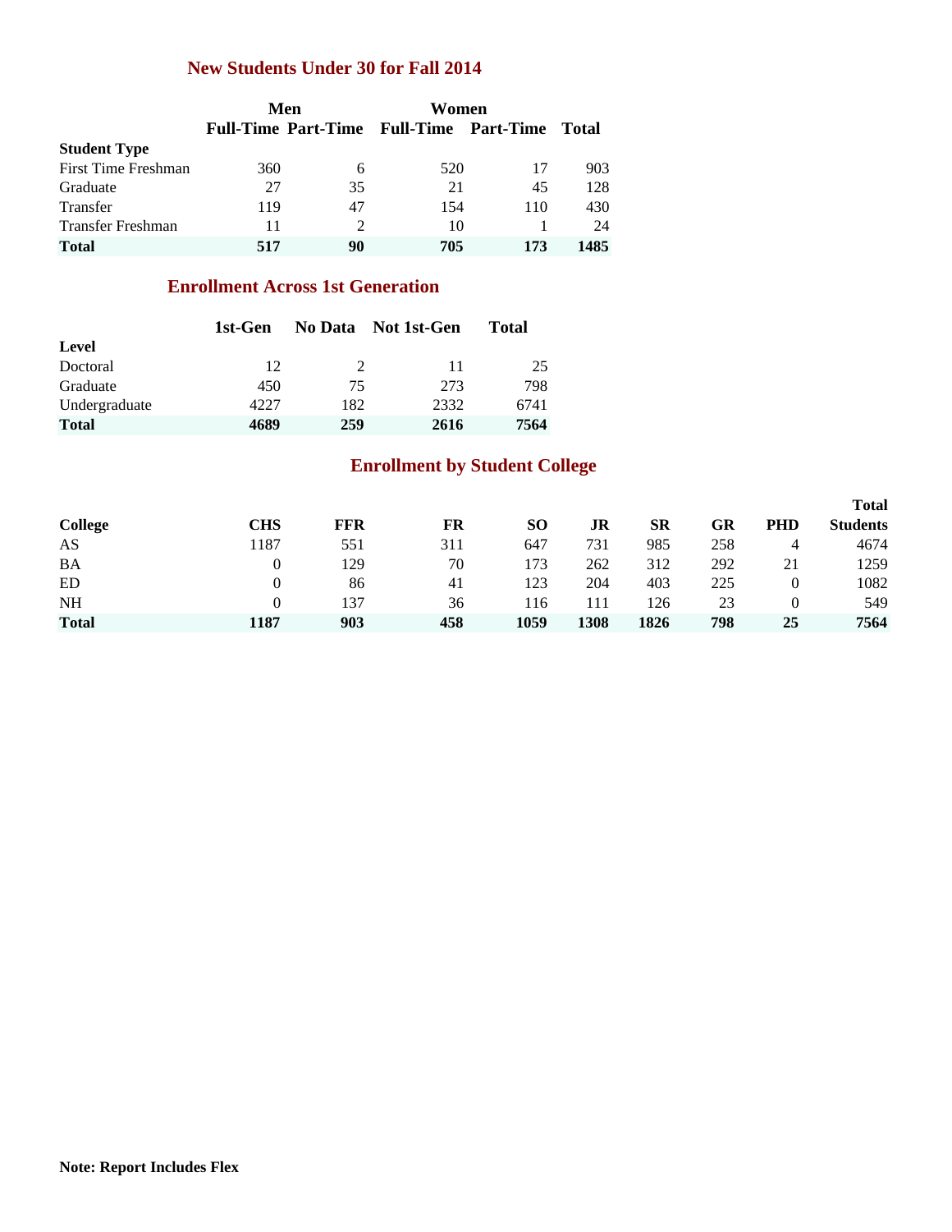## New Students Under 30 for Fall 2014

| | Men | | Women | | |
|---|---|---|---|---|---|
| | Full-Time | Part-Time | Full-Time | Part-Time | Total |
| **Student Type** | | | | | |
| First Time Freshman | 360 | 6 | 520 | 17 | 903 |
| Graduate | 27 | 35 | 21 | 45 | 128 |
| Transfer | 119 | 47 | 154 | 110 | 430 |
| Transfer Freshman | 11 | 2 | 10 | 1 | 24 |
| **Total** | **517** | **90** | **705** | **173** | **1485** |

## Enrollment Across 1st Generation

| | 1st-Gen | No Data | Not 1st-Gen | Total |
|---|---|---|---|---|
| **Level** | | | | |
| Doctoral | 12 | 2 | 11 | 25 |
| Graduate | 450 | 75 | 273 | 798 |
| Undergraduate | 4227 | 182 | 2332 | 6741 |
| **Total** | **4689** | **259** | **2616** | **7564** |

## Enrollment by Student College

| College | CHS | FFR | FR | SO | JR | SR | GR | PHD | Total Students |
|---|---|---|---|---|---|---|---|---|---|
| AS | 1187 | 551 | 311 | 647 | 731 | 985 | 258 | 4 | 4674 |
| BA | 0 | 129 | 70 | 173 | 262 | 312 | 292 | 21 | 1259 |
| ED | 0 | 86 | 41 | 123 | 204 | 403 | 225 | 0 | 1082 |
| NH | 0 | 137 | 36 | 116 | 111 | 126 | 23 | 0 | 549 |
| **Total** | **1187** | **903** | **458** | **1059** | **1308** | **1826** | **798** | **25** | **7564** |

**Note: Report Includes Flex**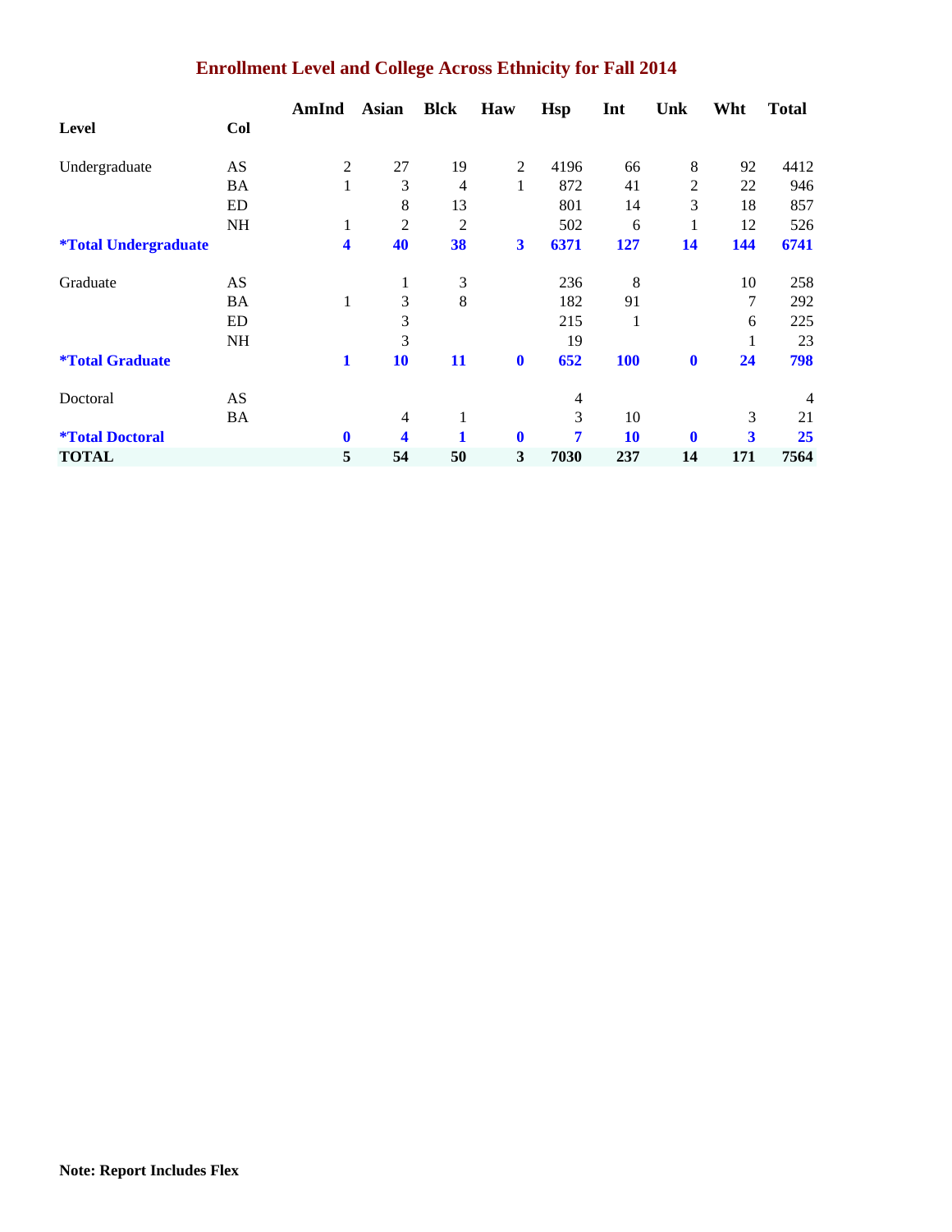## Enrollment Level and College Across Ethnicity for Fall 2014

| Level | Col | AmInd | Asian | Blck | Haw | Hsp | Int | Unk | Wht | Total |
|---|---|---|---|---|---|---|---|---|---|---|
| Undergraduate | AS | 2 | 27 | 19 | 2 | 4196 | 66 | 8 | 92 | 4412 |
| | BA | 1 | 3 | 4 | 1 | 872 | 41 | 2 | 22 | 946 |
| | ED | | 8 | 13 | | 801 | 14 | 3 | 18 | 857 |
| | NH | 1 | 2 | 2 | | 502 | 6 | 1 | 12 | 526 |
| **\*Total Undergraduate** | | **4** | **40** | **38** | **3** | **6371** | **127** | **14** | **144** | **6741** |
| Graduate | AS | | 1 | 3 | | 236 | 8 | | 10 | 258 |
| | BA | 1 | 3 | 8 | | 182 | 91 | | 7 | 292 |
| | ED | | 3 | | | 215 | 1 | | 6 | 225 |
| | NH | | 3 | | | 19 | | | 1 | 23 |
| **\*Total Graduate** | | **1** | **10** | **11** | **0** | **652** | **100** | **0** | **24** | **798** |
| Doctoral | AS | | | | | 4 | | | | 4 |
| | BA | | 4 | 1 | | 3 | 10 | | 3 | 21 |
| **\*Total Doctoral** | | **0** | **4** | **1** | **0** | **7** | **10** | **0** | **3** | **25** |
| **TOTAL** | | **5** | **54** | **50** | **3** | **7030** | **237** | **14** | **171** | **7564** |

**Note: Report Includes Flex**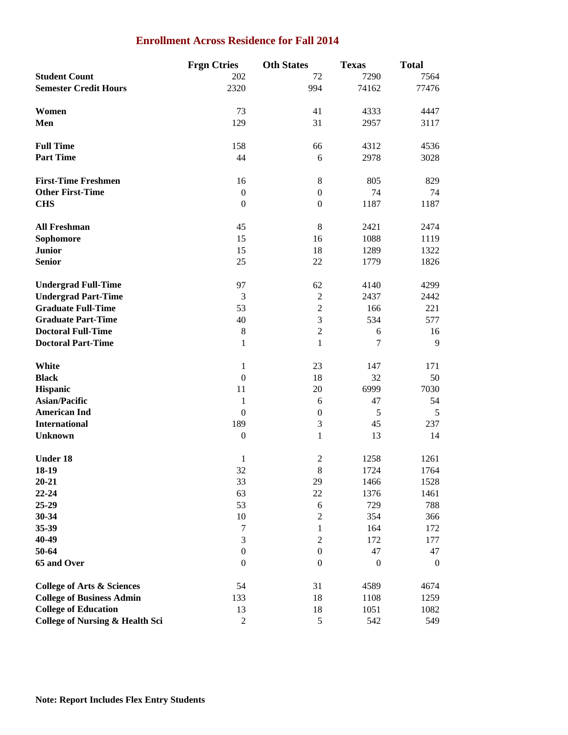## Enrollment Across Residence for Fall 2014

| | Frgn Ctries | Oth States | Texas | Total |
|---|---|---|---|---|
| **Student Count** | 202 | 72 | 7290 | 7564 |
| **Semester Credit Hours** | 2320 | 994 | 74162 | 77476 |
| | | | | |
| **Women** | 73 | 41 | 4333 | 4447 |
| **Men** | 129 | 31 | 2957 | 3117 |
| | | | | |
| **Full Time** | 158 | 66 | 4312 | 4536 |
| **Part Time** | 44 | 6 | 2978 | 3028 |
| | | | | |
| **First-Time Freshmen** | 16 | 8 | 805 | 829 |
| **Other First-Time** | 0 | 0 | 74 | 74 |
| **CHS** | 0 | 0 | 1187 | 1187 |
| | | | | |
| **All Freshman** | 45 | 8 | 2421 | 2474 |
| **Sophomore** | 15 | 16 | 1088 | 1119 |
| **Junior** | 15 | 18 | 1289 | 1322 |
| **Senior** | 25 | 22 | 1779 | 1826 |
| | | | | |
| **Undergrad Full-Time** | 97 | 62 | 4140 | 4299 |
| **Undergrad Part-Time** | 3 | 2 | 2437 | 2442 |
| **Graduate Full-Time** | 53 | 2 | 166 | 221 |
| **Graduate Part-Time** | 40 | 3 | 534 | 577 |
| **Doctoral Full-Time** | 8 | 2 | 6 | 16 |
| **Doctoral Part-Time** | 1 | 1 | 7 | 9 |
| | | | | |
| **White** | 1 | 23 | 147 | 171 |
| **Black** | 0 | 18 | 32 | 50 |
| **Hispanic** | 11 | 20 | 6999 | 7030 |
| **Asian/Pacific** | 1 | 6 | 47 | 54 |
| **American Ind** | 0 | 0 | 5 | 5 |
| **International** | 189 | 3 | 45 | 237 |
| **Unknown** | 0 | 1 | 13 | 14 |
| | | | | |
| **Under 18** | 1 | 2 | 1258 | 1261 |
| **18-19** | 32 | 8 | 1724 | 1764 |
| **20-21** | 33 | 29 | 1466 | 1528 |
| **22-24** | 63 | 22 | 1376 | 1461 |
| **25-29** | 53 | 6 | 729 | 788 |
| **30-34** | 10 | 2 | 354 | 366 |
| **35-39** | 7 | 1 | 164 | 172 |
| **40-49** | 3 | 2 | 172 | 177 |
| **50-64** | 0 | 0 | 47 | 47 |
| **65 and Over** | 0 | 0 | 0 | 0 |
| | | | | |
| **College of Arts & Sciences** | 54 | 31 | 4589 | 4674 |
| **College of Business Admin** | 133 | 18 | 1108 | 1259 |
| **College of Education** | 13 | 18 | 1051 | 1082 |
| **College of Nursing & Health Sci** | 2 | 5 | 542 | 549 |

**Note: Report Includes Flex Entry Students**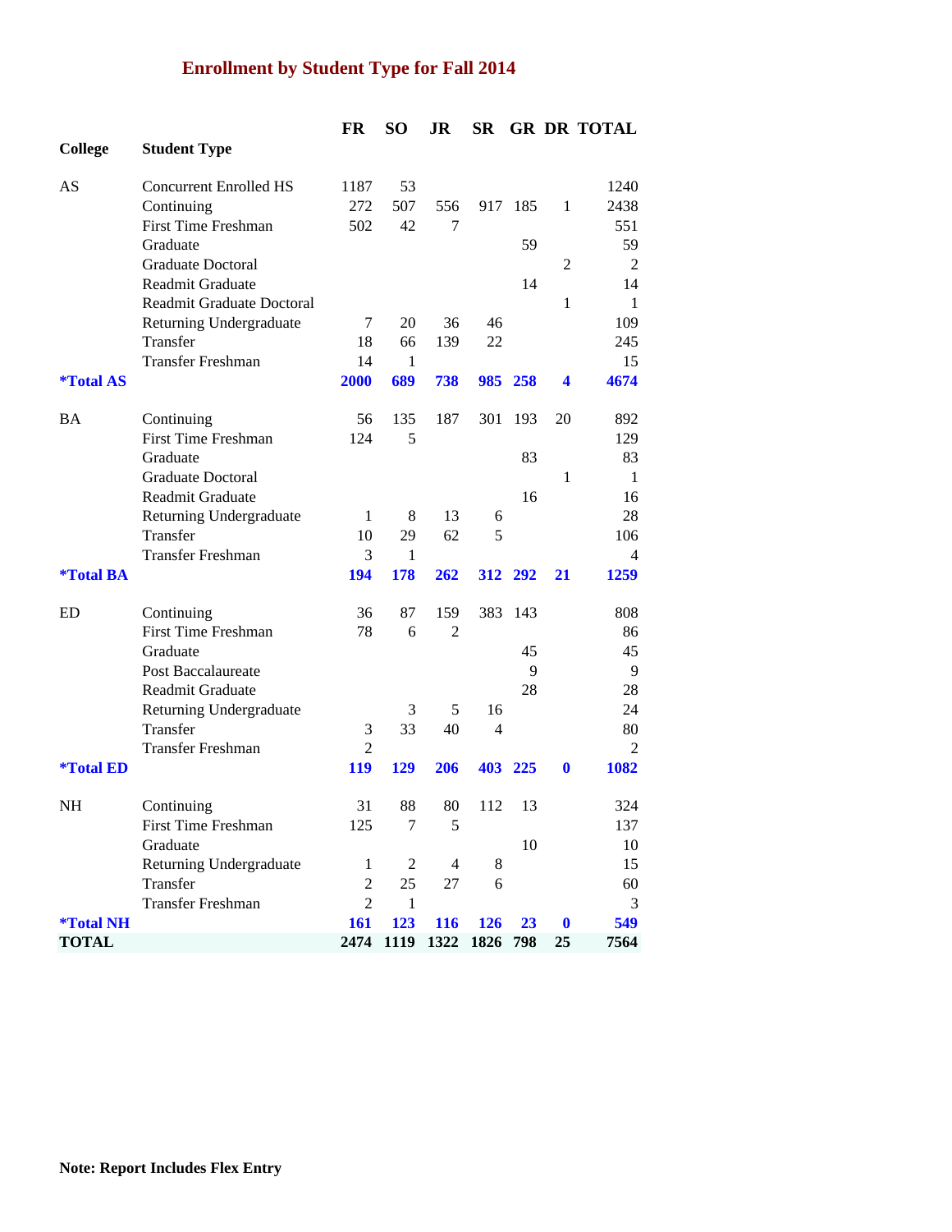# Enrollment by Student Type for Fall 2014

| College | Student Type | FR | SO | JR | SR | GR | DR | TOTAL |
|---|---|---|---|---|---|---|---|---|
| AS | Concurrent Enrolled HS | 1187 | 53 | | | | | 1240 |
| | Continuing | 272 | 507 | 556 | 917 | 185 | 1 | 2438 |
| | First Time Freshman | 502 | 42 | 7 | | | | 551 |
| | Graduate | | | | | 59 | | 59 |
| | Graduate Doctoral | | | | | | 2 | 2 |
| | Readmit Graduate | | | | | 14 | | 14 |
| | Readmit Graduate Doctoral | | | | | | 1 | 1 |
| | Returning Undergraduate | 7 | 20 | 36 | 46 | | | 109 |
| | Transfer | 18 | 66 | 139 | 22 | | | 245 |
| | Transfer Freshman | 14 | 1 | | | | | 15 |
| **\*Total AS** | | **2000** | **689** | **738** | **985** | **258** | **4** | **4674** |
| BA | Continuing | 56 | 135 | 187 | 301 | 193 | 20 | 892 |
| | First Time Freshman | 124 | 5 | | | | | 129 |
| | Graduate | | | | | 83 | | 83 |
| | Graduate Doctoral | | | | | | 1 | 1 |
| | Readmit Graduate | | | | | 16 | | 16 |
| | Returning Undergraduate | 1 | 8 | 13 | 6 | | | 28 |
| | Transfer | 10 | 29 | 62 | 5 | | | 106 |
| | Transfer Freshman | 3 | 1 | | | | | 4 |
| **\*Total BA** | | **194** | **178** | **262** | **312** | **292** | **21** | **1259** |
| ED | Continuing | 36 | 87 | 159 | 383 | 143 | | 808 |
| | First Time Freshman | 78 | 6 | 2 | | | | 86 |
| | Graduate | | | | | 45 | | 45 |
| | Post Baccalaureate | | | | | 9 | | 9 |
| | Readmit Graduate | | | | | 28 | | 28 |
| | Returning Undergraduate | | 3 | 5 | 16 | | | 24 |
| | Transfer | 3 | 33 | 40 | 4 | | | 80 |
| | Transfer Freshman | 2 | | | | | | 2 |
| **\*Total ED** | | **119** | **129** | **206** | **403** | **225** | **0** | **1082** |
| NH | Continuing | 31 | 88 | 80 | 112 | 13 | | 324 |
| | First Time Freshman | 125 | 7 | 5 | | | | 137 |
| | Graduate | | | | | 10 | | 10 |
| | Returning Undergraduate | 1 | 2 | 4 | 8 | | | 15 |
| | Transfer | 2 | 25 | 27 | 6 | | | 60 |
| | Transfer Freshman | 2 | 1 | | | | | 3 |
| **\*Total NH** | | **161** | **123** | **116** | **126** | **23** | **0** | **549** |
| **TOTAL** | | **2474** | **1119** | **1322** | **1826** | **798** | **25** | **7564** |

**Note: Report Includes Flex Entry**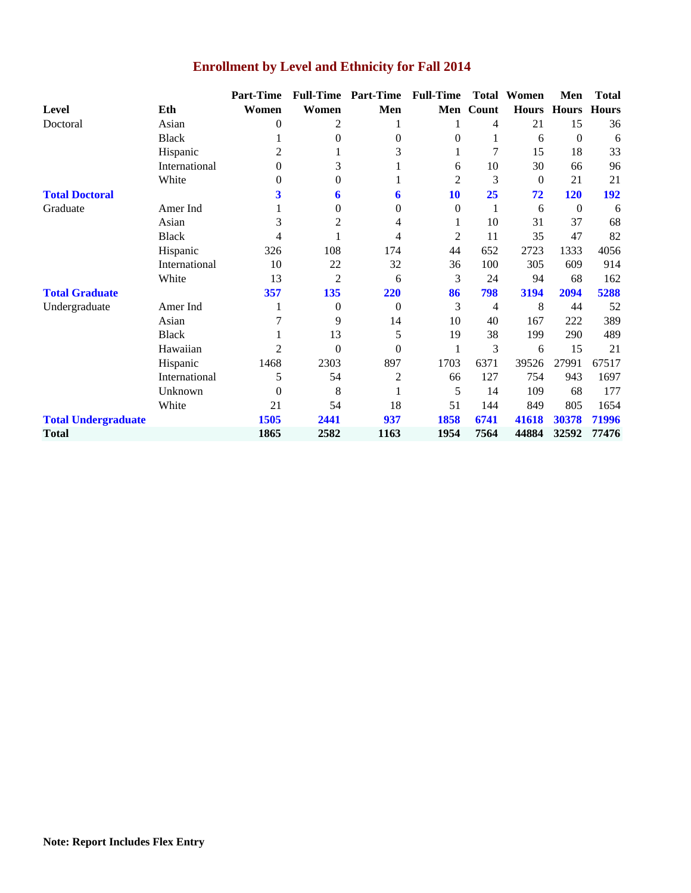# Enrollment by Level and Ethnicity for Fall 2014

| Level | Eth | Part-Time Women | Full-Time Women | Part-Time Men | Full-Time Men | Total Count | Women Hours | Men Hours | Total Hours |
|---|---|---|---|---|---|---|---|---|---|
| Doctoral | Asian | 0 | 2 | 1 | 1 | 4 | 21 | 15 | 36 |
| | Black | 1 | 0 | 0 | 0 | 1 | 6 | 0 | 6 |
| | Hispanic | 2 | 1 | 3 | 1 | 7 | 15 | 18 | 33 |
| | International | 0 | 3 | 1 | 6 | 10 | 30 | 66 | 96 |
| | White | 0 | 0 | 1 | 2 | 3 | 0 | 21 | 21 |
| **Total Doctoral** | | **3** | **6** | **6** | **10** | **25** | **72** | **120** | **192** |
| Graduate | Amer Ind | 1 | 0 | 0 | 0 | 1 | 6 | 0 | 6 |
| | Asian | 3 | 2 | 4 | 1 | 10 | 31 | 37 | 68 |
| | Black | 4 | 1 | 4 | 2 | 11 | 35 | 47 | 82 |
| | Hispanic | 326 | 108 | 174 | 44 | 652 | 2723 | 1333 | 4056 |
| | International | 10 | 22 | 32 | 36 | 100 | 305 | 609 | 914 |
| | White | 13 | 2 | 6 | 3 | 24 | 94 | 68 | 162 |
| **Total Graduate** | | **357** | **135** | **220** | **86** | **798** | **3194** | **2094** | **5288** |
| Undergraduate | Amer Ind | 1 | 0 | 0 | 3 | 4 | 8 | 44 | 52 |
| | Asian | 7 | 9 | 14 | 10 | 40 | 167 | 222 | 389 |
| | Black | 1 | 13 | 5 | 19 | 38 | 199 | 290 | 489 |
| | Hawaiian | 2 | 0 | 0 | 1 | 3 | 6 | 15 | 21 |
| | Hispanic | 1468 | 2303 | 897 | 1703 | 6371 | 39526 | 27991 | 67517 |
| | International | 5 | 54 | 2 | 66 | 127 | 754 | 943 | 1697 |
| | Unknown | 0 | 8 | 1 | 5 | 14 | 109 | 68 | 177 |
| | White | 21 | 54 | 18 | 51 | 144 | 849 | 805 | 1654 |
| **Total Undergraduate** | | **1505** | **2441** | **937** | **1858** | **6741** | **41618** | **30378** | **71996** |
| **Total** | | **1865** | **2582** | **1163** | **1954** | **7564** | **44884** | **32592** | **77476** |

**Note: Report Includes Flex Entry**